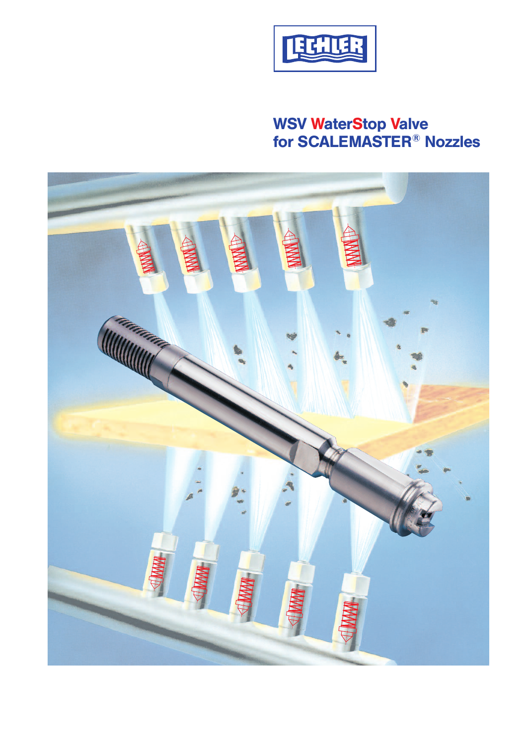LECHLER

# WSV WaterStop Valve for SCALEMASTER® Nozzles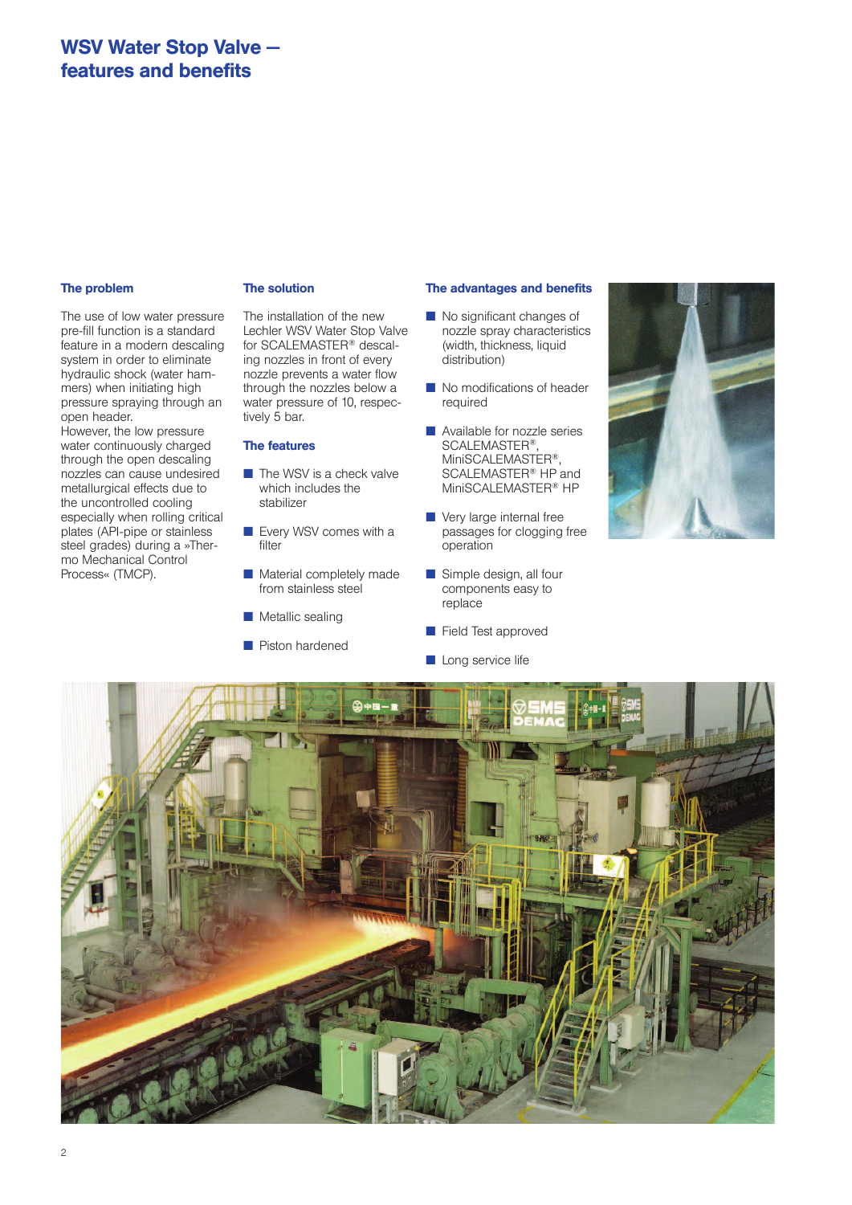# WSV Water Stop Valve – features and benefits

### The problem

The use of low water pressure pre-fill function is a standard feature in a modern descaling system in order to eliminate hydraulic shock (water hammers) when initiating high pressure spraying through an open header.
However, the low pressure water continuously charged through the open descaling nozzles can cause undesired metallurgical effects due to the uncontrolled cooling especially when rolling critical plates (API-pipe or stainless steel grades) during a »Thermo Mechanical Control Process« (TMCP).

### The solution

The installation of the new Lechler WSV Water Stop Valve for SCALEMASTER® descaling nozzles in front of every nozzle prevents a water flow through the nozzles below a water pressure of 10, respectively 5 bar.

### The features

- The WSV is a check valve which includes the stabilizer
- Every WSV comes with a filter
- Material completely made from stainless steel
- Metallic sealing
- Piston hardened

### The advantages and benefits

- No significant changes of nozzle spray characteristics (width, thickness, liquid distribution)
- No modifications of header required
- Available for nozzle series SCALEMASTER®, MiniSCALEMASTER®, SCALEMASTER® HP and MiniSCALEMASTER® HP
- Very large internal free passages for clogging free operation
- Simple design, all four components easy to replace
- Field Test approved
- Long service life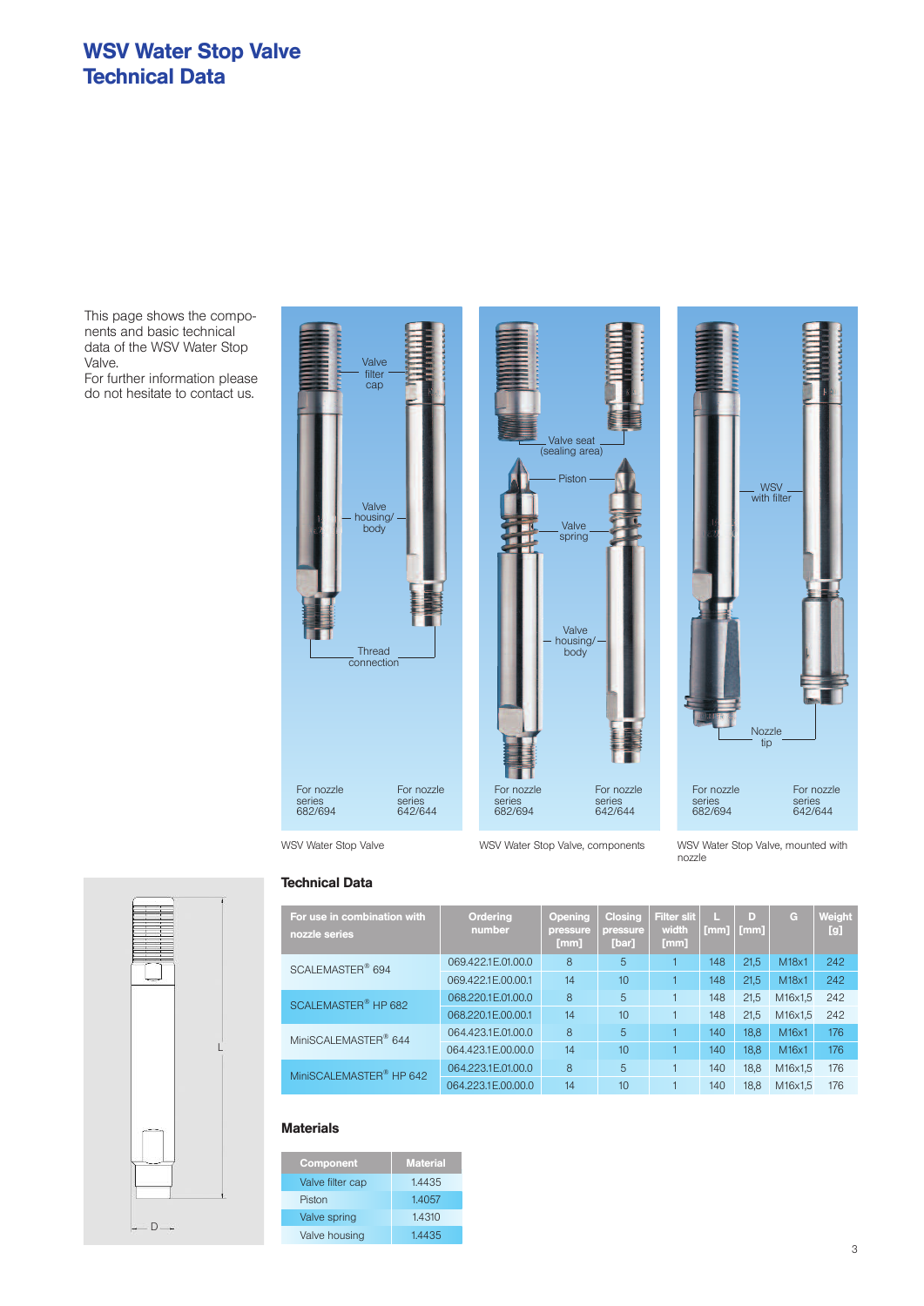# WSV Water Stop Valve
# Technical Data

This page shows the components and basic technical data of the WSV Water Stop Valve.
For further information please do not hesitate to contact us.

Valve filter cap

Valve housing/ body

Thread connection

For nozzle series 682/694

For nozzle series 642/644

WSV Water Stop Valve

Valve seat (sealing area)

Piston

Valve spring

Valve housing/ body

For nozzle series 682/694

For nozzle series 642/644

WSV Water Stop Valve, components

WSV with filter

Nozzle tip

For nozzle series 682/694

For nozzle series 642/644

WSV Water Stop Valve, mounted with nozzle

## Technical Data

| For use in combination with nozzle series | Ordering number | Opening pressure [mm] | Closing pressure [bar] | Filter slit width [mm] | L [mm] | D [mm] | G | Weight [g] |
|---|---|---|---|---|---|---|---|---|
| SCALEMASTER® 694 | 069.422.1E.01.00.0 | 8 | 5 | 1 | 148 | 21,5 | M18x1 | 242 |
| | 069.422.1E.00.00.1 | 14 | 10 | 1 | 148 | 21,5 | M18x1 | 242 |
| SCALEMASTER® HP 682 | 068.220.1E.01.00.0 | 8 | 5 | 1 | 148 | 21,5 | M16x1,5 | 242 |
| | 068.220.1E.00.00.1 | 14 | 10 | 1 | 148 | 21,5 | M16x1,5 | 242 |
| MiniSCALEMASTER® 644 | 064.423.1E.01.00.0 | 8 | 5 | 1 | 140 | 18,8 | M16x1 | 176 |
| | 064.423.1E.00.00.0 | 14 | 10 | 1 | 140 | 18,8 | M16x1 | 176 |
| MiniSCALEMASTER® HP 642 | 064.223.1E.01.00.0 | 8 | 5 | 1 | 140 | 18,8 | M16x1,5 | 176 |
| | 064.223.1E.00.00.0 | 14 | 10 | 1 | 140 | 18,8 | M16x1,5 | 176 |

## Materials

| Component | Material |
|---|---|
| Valve filter cap | 1.4435 |
| Piston | 1.4057 |
| Valve spring | 1.4310 |
| Valve housing | 1.4435 |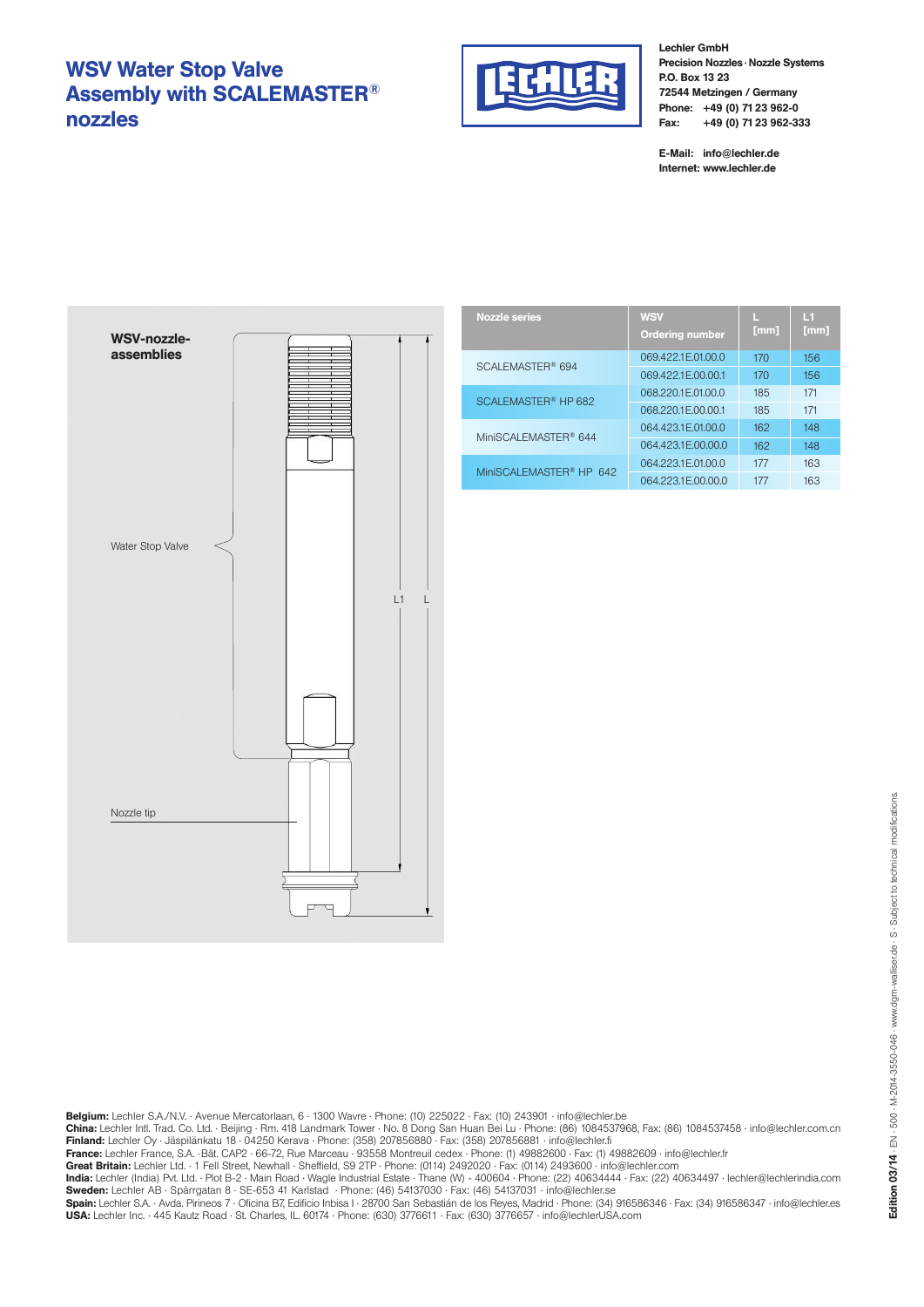# WSV Water Stop Valve Assembly with SCALEMASTER® nozzles

**Lechler GmbH**
**Precision Nozzles · Nozzle Systems**
**P.O. Box 13 23**
**72544 Metzingen / Germany**
**Phone: +49 (0) 71 23 962-0**
**Fax: +49 (0) 71 23 962-333**

**E-Mail: info@lechler.de**
**Internet: www.lechler.de**

**WSV-nozzle-assemblies**

Water Stop Valve

Nozzle tip

L1

L

| Nozzle series | WSV Ordering number | L [mm] | L1 [mm] |
|---|---|---|---|
| SCALEMASTER® 694 | 069.422.1E.01.00.0 | 170 | 156 |
| | 069.422.1E.00.00.1 | 170 | 156 |
| SCALEMASTER® HP 682 | 068.220.1E.01.00.0 | 185 | 171 |
| | 068.220.1E.00.00.1 | 185 | 171 |
| MiniSCALEMASTER® 644 | 064.423.1E.01.00.0 | 162 | 148 |
| | 064.423.1E.00.00.0 | 162 | 148 |
| MiniSCALEMASTER® HP 642 | 064.223.1E.01.00.0 | 177 | 163 |
| | 064.223.1E.00.00.0 | 177 | 163 |

**Belgium:** Lechler S.A./N.V. · Avenue Mercatorlaan, 6 · 1300 Wavre · Phone: (10) 225022 · Fax: (10) 243901 · info@lechler.be
**China:** Lechler Intl. Trad. Co. Ltd. · Beijing · Rm. 418 Landmark Tower · No. 8 Dong San Huan Bei Lu · Phone: (86) 1084537968, Fax: (86) 1084537458 · info@lechler.com.cn
**Finland:** Lechler Oy · Jäspilänkatu 18 · 04250 Kerava · Phone: (358) 207856880 · Fax: (358) 207856881 · info@lechler.fi
**France:** Lechler France, S.A. ·Bât. CAP2 · 66-72, Rue Marceau · 93558 Montreuil cedex · Phone: (1) 49882600 · Fax: (1) 49882609 · info@lechler.fr
**Great Britain:** Lechler Ltd. · 1 Fell Street, Newhall · Sheffield, S9 2TP · Phone: (0114) 2492020 · Fax: (0114) 2493600 · info@lechler.com
**India:** Lechler (India) Pvt. Ltd. · Plot B-2 · Main Road · Wagle Industrial Estate · Thane (W) - 400604 · Phone: (22) 40634444 · Fax: (22) 40634497 · lechler@lechlerindia.com
**Sweden:** Lechler AB · Spärrgatan 8 · SE-653 41 Karlstad · Phone: (46) 54137030 · Fax: (46) 54137031 · info@lechler.se
**Spain:** Lechler S.A. · Avda. Pirineos 7 · Oficina B7, Edificio Inbisa I · 28700 San Sebastián de los Reyes, Madrid · Phone: (34) 916586346 · Fax: (34) 916586347 · info@lechler.es
**USA:** Lechler Inc. · 445 Kautz Road · St. Charles, IL. 60174 · Phone: (630) 3776611 · Fax: (630) 3776657 · info@lechlerUSA.com

**Edition 03/14** · EN · 500 · M-2014-3550-046 · www.dgm-wallisser.de · S · Subject to technical modifications.